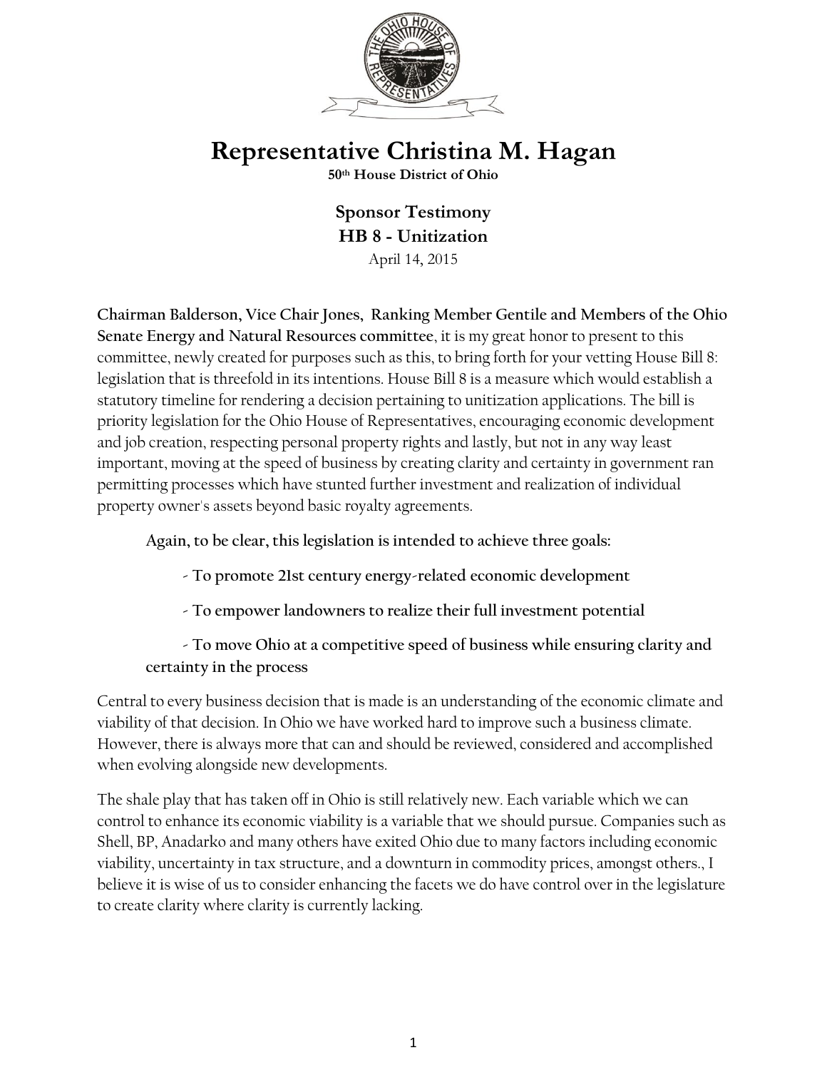# Representative Christina M. Hagan

**50th House District of Ohio**

## Sponsor Testimony
## HB 8 - Unitization

April 14, 2015

**Chairman Balderson, Vice Chair Jones, Ranking Member Gentile and Members of the Ohio Senate Energy and Natural Resources committee**, it is my great honor to present to this committee, newly created for purposes such as this, to bring forth for your vetting House Bill 8: legislation that is threefold in its intentions. House Bill 8 is a measure which would establish a statutory timeline for rendering a decision pertaining to unitization applications. The bill is priority legislation for the Ohio House of Representatives, encouraging economic development and job creation, respecting personal property rights and lastly, but not in any way least important, moving at the speed of business by creating clarity and certainty in government ran permitting processes which have stunted further investment and realization of individual property owner's assets beyond basic royalty agreements.

**Again, to be clear, this legislation is intended to achieve three goals:**

- **To promote 21st century energy-related economic development**
- **To empower landowners to realize their full investment potential**
- **To move Ohio at a competitive speed of business while ensuring clarity and certainty in the process**

Central to every business decision that is made is an understanding of the economic climate and viability of that decision. In Ohio we have worked hard to improve such a business climate. However, there is always more that can and should be reviewed, considered and accomplished when evolving alongside new developments.

The shale play that has taken off in Ohio is still relatively new. Each variable which we can control to enhance its economic viability is a variable that we should pursue. Companies such as Shell, BP, Anadarko and many others have exited Ohio due to many factors including economic viability, uncertainty in tax structure, and a downturn in commodity prices, amongst others., I believe it is wise of us to consider enhancing the facets we do have control over in the legislature to create clarity where clarity is currently lacking.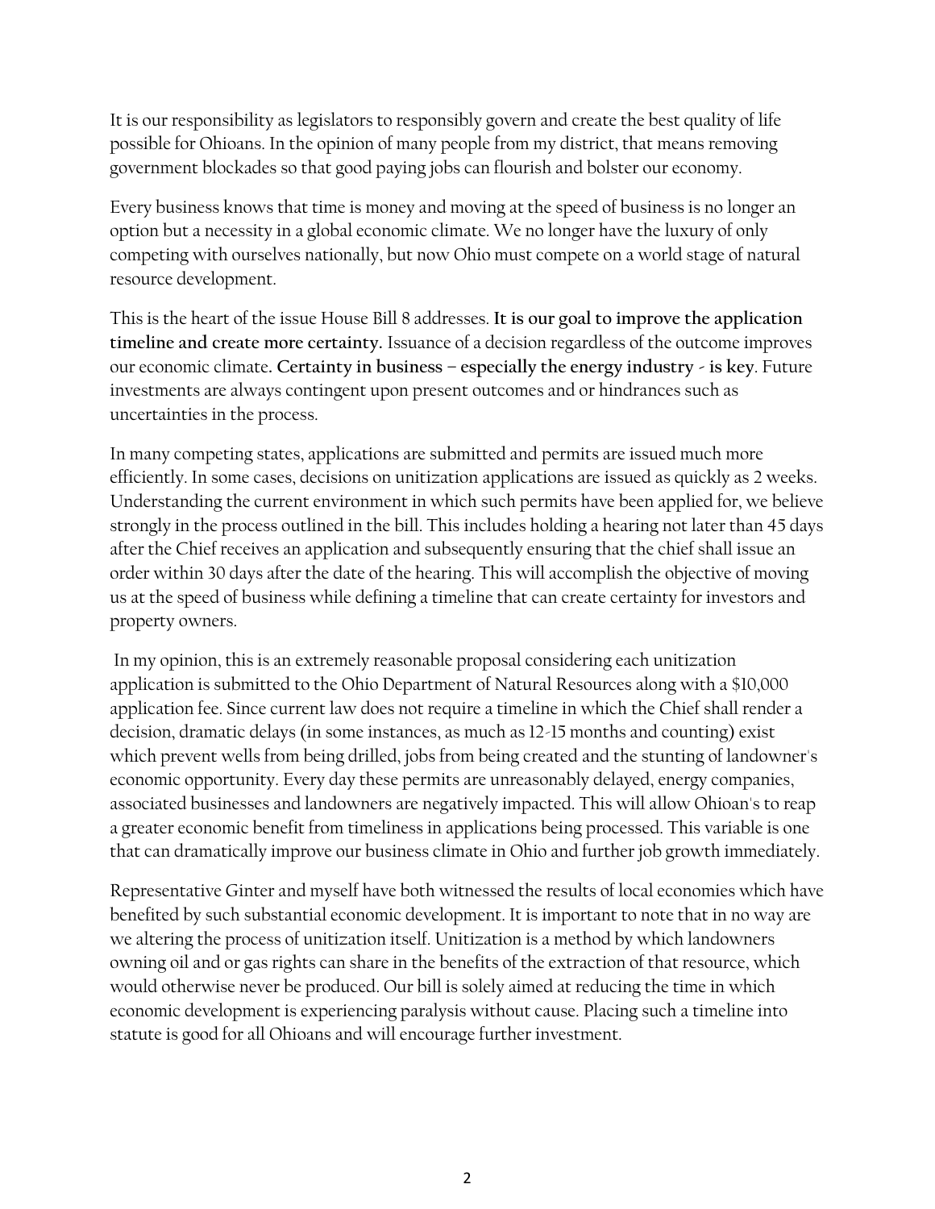It is our responsibility as legislators to responsibly govern and create the best quality of life possible for Ohioans. In the opinion of many people from my district, that means removing government blockades so that good paying jobs can flourish and bolster our economy.

Every business knows that time is money and moving at the speed of business is no longer an option but a necessity in a global economic climate. We no longer have the luxury of only competing with ourselves nationally, but now Ohio must compete on a world stage of natural resource development.

This is the heart of the issue House Bill 8 addresses. **It is our goal to improve the application timeline and create more certainty.** Issuance of a decision regardless of the outcome improves our economic climate. **Certainty in business – especially the energy industry - is key**. Future investments are always contingent upon present outcomes and or hindrances such as uncertainties in the process.

In many competing states, applications are submitted and permits are issued much more efficiently. In some cases, decisions on unitization applications are issued as quickly as 2 weeks. Understanding the current environment in which such permits have been applied for, we believe strongly in the process outlined in the bill. This includes holding a hearing not later than 45 days after the Chief receives an application and subsequently ensuring that the chief shall issue an order within 30 days after the date of the hearing. This will accomplish the objective of moving us at the speed of business while defining a timeline that can create certainty for investors and property owners.

In my opinion, this is an extremely reasonable proposal considering each unitization application is submitted to the Ohio Department of Natural Resources along with a $10,000 application fee. Since current law does not require a timeline in which the Chief shall render a decision, dramatic delays (in some instances, as much as 12-15 months and counting) exist which prevent wells from being drilled, jobs from being created and the stunting of landowner's economic opportunity. Every day these permits are unreasonably delayed, energy companies, associated businesses and landowners are negatively impacted. This will allow Ohioan's to reap a greater economic benefit from timeliness in applications being processed. This variable is one that can dramatically improve our business climate in Ohio and further job growth immediately.

Representative Ginter and myself have both witnessed the results of local economies which have benefited by such substantial economic development. It is important to note that in no way are we altering the process of unitization itself. Unitization is a method by which landowners owning oil and or gas rights can share in the benefits of the extraction of that resource, which would otherwise never be produced. Our bill is solely aimed at reducing the time in which economic development is experiencing paralysis without cause. Placing such a timeline into statute is good for all Ohioans and will encourage further investment.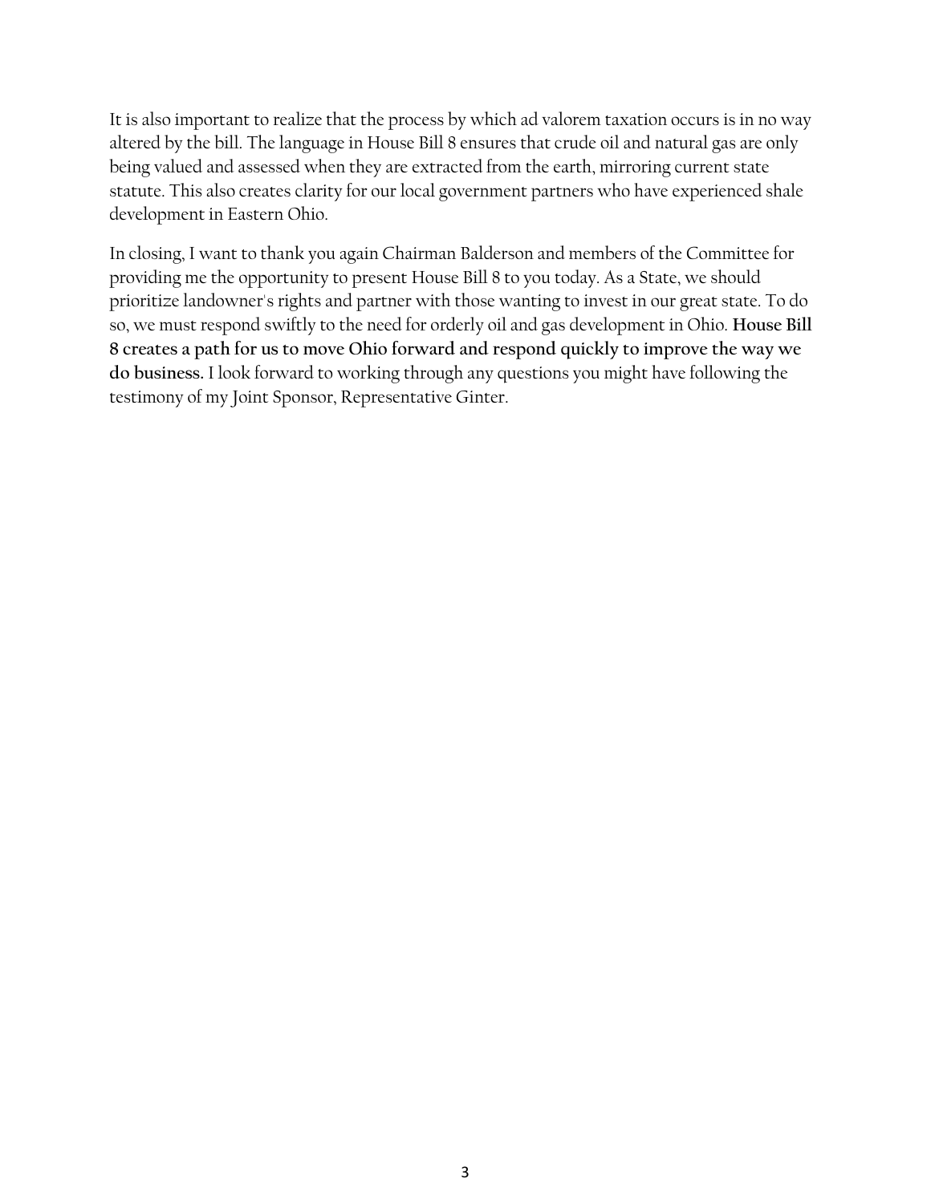It is also important to realize that the process by which ad valorem taxation occurs is in no way altered by the bill. The language in House Bill 8 ensures that crude oil and natural gas are only being valued and assessed when they are extracted from the earth, mirroring current state statute. This also creates clarity for our local government partners who have experienced shale development in Eastern Ohio.

In closing, I want to thank you again Chairman Balderson and members of the Committee for providing me the opportunity to present House Bill 8 to you today. As a State, we should prioritize landowner's rights and partner with those wanting to invest in our great state. To do so, we must respond swiftly to the need for orderly oil and gas development in Ohio. **House Bill 8 creates a path for us to move Ohio forward and respond quickly to improve the way we do business.** I look forward to working through any questions you might have following the testimony of my Joint Sponsor, Representative Ginter.